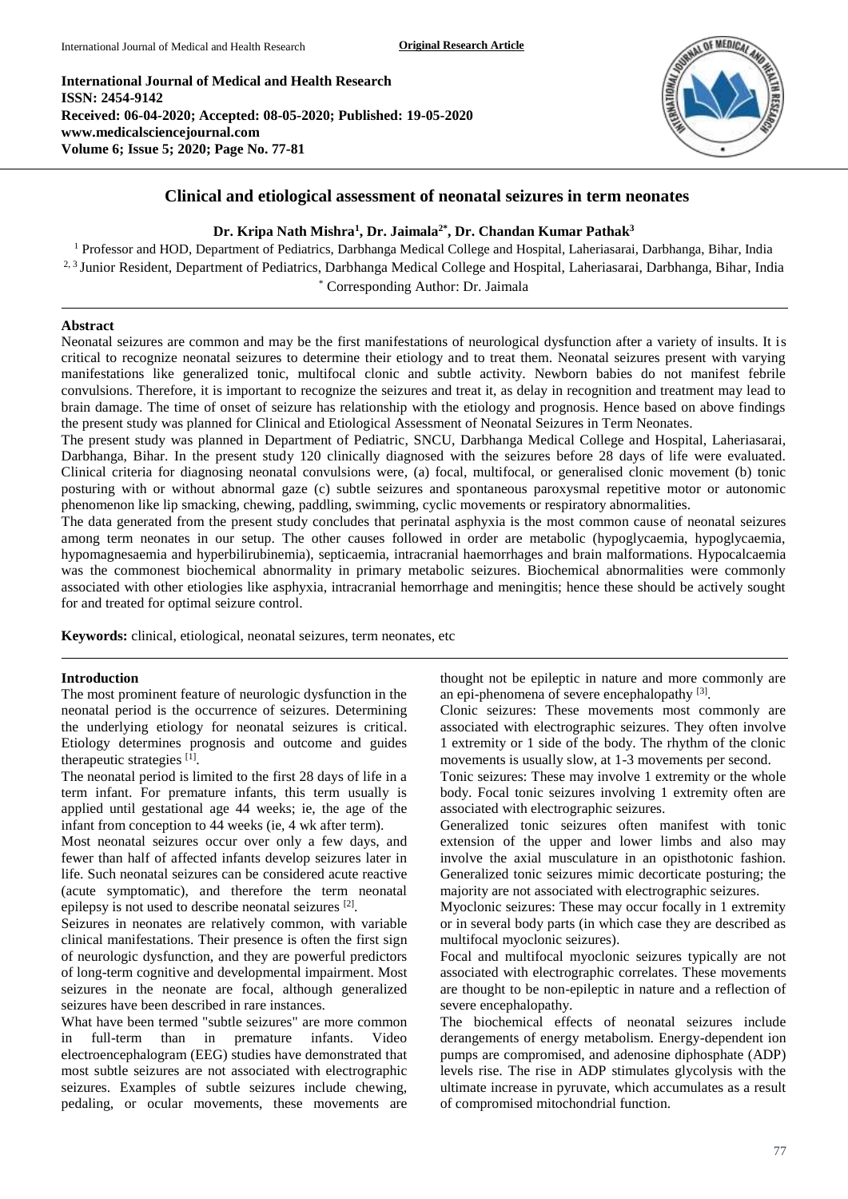International Journal of Medical and Health Research
ISSN: 2454-9142
Received: 06-04-2020; Accepted: 08-05-2020; Published: 19-05-2020
www.medicalsciencejournal.com
Volume 6; Issue 5; 2020; Page No. 77-81

**Original Research Article**

# Clinical and etiological assessment of neonatal seizures in term neonates

**Dr. Kripa Nath Mishra[1], Dr. Jaimala[2*], Dr. Chandan Kumar Pathak[3]**

[1] Professor and HOD, Department of Pediatrics, Darbhanga Medical College and Hospital, Laheriasarai, Darbhanga, Bihar, India
[2, 3] Junior Resident, Department of Pediatrics, Darbhanga Medical College and Hospital, Laheriasarai, Darbhanga, Bihar, India
[*] Corresponding Author: Dr. Jaimala

## Abstract

Neonatal seizures are common and may be the first manifestations of neurological dysfunction after a variety of insults. It is critical to recognize neonatal seizures to determine their etiology and to treat them. Neonatal seizures present with varying manifestations like generalized tonic, multifocal clonic and subtle activity. Newborn babies do not manifest febrile convulsions. Therefore, it is important to recognize the seizures and treat it, as delay in recognition and treatment may lead to brain damage. The time of onset of seizure has relationship with the etiology and prognosis. Hence based on above findings the present study was planned for Clinical and Etiological Assessment of Neonatal Seizures in Term Neonates.

The present study was planned in Department of Pediatric, SNCU, Darbhanga Medical College and Hospital, Laheriasarai, Darbhanga, Bihar. In the present study 120 clinically diagnosed with the seizures before 28 days of life were evaluated. Clinical criteria for diagnosing neonatal convulsions were, (a) focal, multifocal, or generalised clonic movement (b) tonic posturing with or without abnormal gaze (c) subtle seizures and spontaneous paroxysmal repetitive motor or autonomic phenomenon like lip smacking, chewing, paddling, swimming, cyclic movements or respiratory abnormalities.

The data generated from the present study concludes that perinatal asphyxia is the most common cause of neonatal seizures among term neonates in our setup. The other causes followed in order are metabolic (hypoglycaemia, hypoglycaemia, hypomagnesaemia and hyperbilirubinemia), septicaemia, intracranial haemorrhages and brain malformations. Hypocalcaemia was the commonest biochemical abnormality in primary metabolic seizures. Biochemical abnormalities were commonly associated with other etiologies like asphyxia, intracranial hemorrhage and meningitis; hence these should be actively sought for and treated for optimal seizure control.

**Keywords:** clinical, etiological, neonatal seizures, term neonates, etc

## Introduction

The most prominent feature of neurologic dysfunction in the neonatal period is the occurrence of seizures. Determining the underlying etiology for neonatal seizures is critical. Etiology determines prognosis and outcome and guides therapeutic strategies [1].

The neonatal period is limited to the first 28 days of life in a term infant. For premature infants, this term usually is applied until gestational age 44 weeks; ie, the age of the infant from conception to 44 weeks (ie, 4 wk after term).

Most neonatal seizures occur over only a few days, and fewer than half of affected infants develop seizures later in life. Such neonatal seizures can be considered acute reactive (acute symptomatic), and therefore the term neonatal epilepsy is not used to describe neonatal seizures [2].

Seizures in neonates are relatively common, with variable clinical manifestations. Their presence is often the first sign of neurologic dysfunction, and they are powerful predictors of long-term cognitive and developmental impairment. Most seizures in the neonate are focal, although generalized seizures have been described in rare instances.

What have been termed "subtle seizures" are more common in full-term than in premature infants. Video electroencephalogram (EEG) studies have demonstrated that most subtle seizures are not associated with electrographic seizures. Examples of subtle seizures include chewing, pedaling, or ocular movements, these movements are thought not be epileptic in nature and more commonly are an epi-phenomena of severe encephalopathy [3].

Clonic seizures: These movements most commonly are associated with electrographic seizures. They often involve 1 extremity or 1 side of the body. The rhythm of the clonic movements is usually slow, at 1-3 movements per second.

Tonic seizures: These may involve 1 extremity or the whole body. Focal tonic seizures involving 1 extremity often are associated with electrographic seizures.

Generalized tonic seizures often manifest with tonic extension of the upper and lower limbs and also may involve the axial musculature in an opisthotonic fashion. Generalized tonic seizures mimic decorticate posturing; the majority are not associated with electrographic seizures.

Myoclonic seizures: These may occur focally in 1 extremity or in several body parts (in which case they are described as multifocal myoclonic seizures).

Focal and multifocal myoclonic seizures typically are not associated with electrographic correlates. These movements are thought to be non-epileptic in nature and a reflection of severe encephalopathy.

The biochemical effects of neonatal seizures include derangements of energy metabolism. Energy-dependent ion pumps are compromised, and adenosine diphosphate (ADP) levels rise. The rise in ADP stimulates glycolysis with the ultimate increase in pyruvate, which accumulates as a result of compromised mitochondrial function.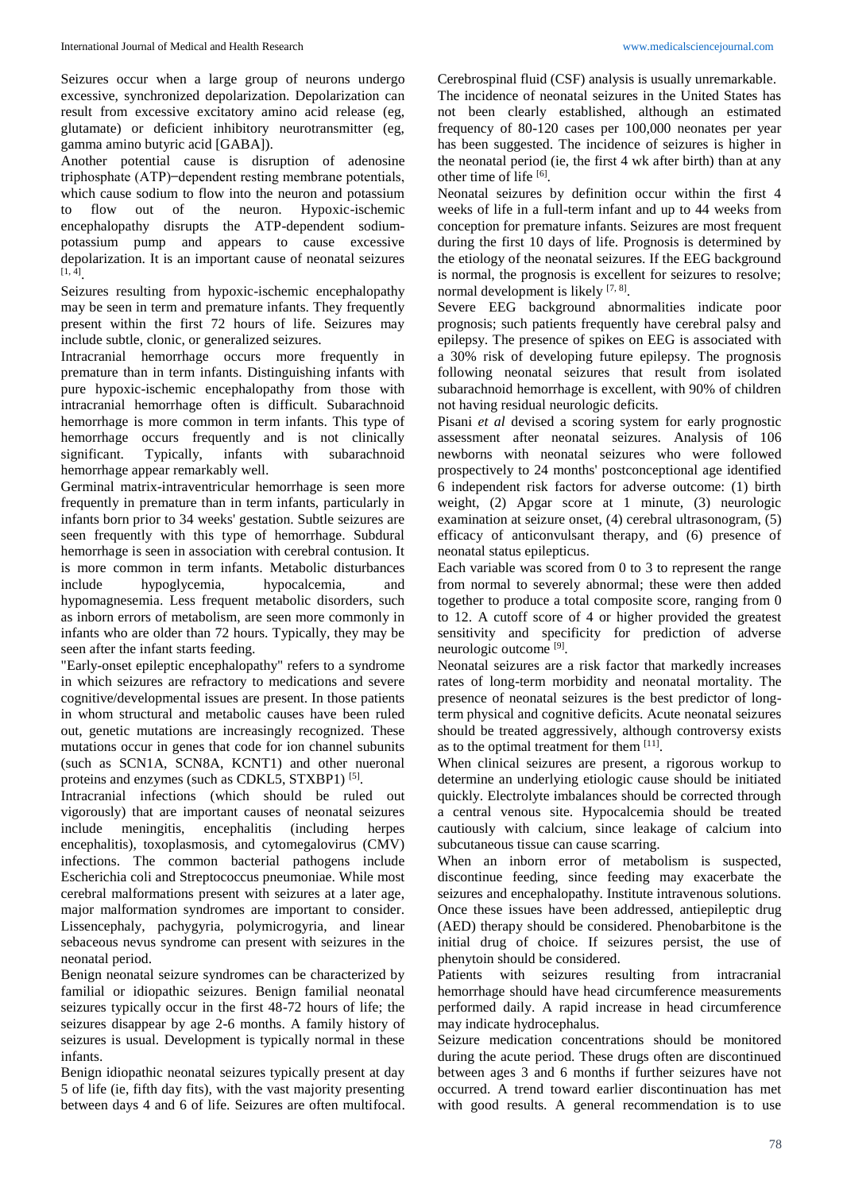Seizures occur when a large group of neurons undergo excessive, synchronized depolarization. Depolarization can result from excessive excitatory amino acid release (eg, glutamate) or deficient inhibitory neurotransmitter (eg, gamma amino butyric acid [GABA]).

Another potential cause is disruption of adenosine triphosphate (ATP)–dependent resting membrane potentials, which cause sodium to flow into the neuron and potassium to flow out of the neuron. Hypoxic-ischemic encephalopathy disrupts the ATP-dependent sodium-potassium pump and appears to cause excessive depolarization. It is an important cause of neonatal seizures [1, 4].

Seizures resulting from hypoxic-ischemic encephalopathy may be seen in term and premature infants. They frequently present within the first 72 hours of life. Seizures may include subtle, clonic, or generalized seizures.

Intracranial hemorrhage occurs more frequently in premature than in term infants. Distinguishing infants with pure hypoxic-ischemic encephalopathy from those with intracranial hemorrhage often is difficult. Subarachnoid hemorrhage is more common in term infants. This type of hemorrhage occurs frequently and is not clinically significant. Typically, infants with subarachnoid hemorrhage appear remarkably well.

Germinal matrix-intraventricular hemorrhage is seen more frequently in premature than in term infants, particularly in infants born prior to 34 weeks' gestation. Subtle seizures are seen frequently with this type of hemorrhage. Subdural hemorrhage is seen in association with cerebral contusion. It is more common in term infants. Metabolic disturbances include hypoglycemia, hypocalcemia, and hypomagnesemia. Less frequent metabolic disorders, such as inborn errors of metabolism, are seen more commonly in infants who are older than 72 hours. Typically, they may be seen after the infant starts feeding.

"Early-onset epileptic encephalopathy" refers to a syndrome in which seizures are refractory to medications and severe cognitive/developmental issues are present. In those patients in whom structural and metabolic causes have been ruled out, genetic mutations are increasingly recognized. These mutations occur in genes that code for ion channel subunits (such as SCN1A, SCN8A, KCNT1) and other nueronal proteins and enzymes (such as CDKL5, STXBP1) [5].

Intracranial infections (which should be ruled out vigorously) that are important causes of neonatal seizures include meningitis, encephalitis (including herpes encephalitis), toxoplasmosis, and cytomegalovirus (CMV) infections. The common bacterial pathogens include Escherichia coli and Streptococcus pneumoniae. While most cerebral malformations present with seizures at a later age, major malformation syndromes are important to consider. Lissencephaly, pachygyria, polymicrogyria, and linear sebaceous nevus syndrome can present with seizures in the neonatal period.

Benign neonatal seizure syndromes can be characterized by familial or idiopathic seizures. Benign familial neonatal seizures typically occur in the first 48-72 hours of life; the seizures disappear by age 2-6 months. A family history of seizures is usual. Development is typically normal in these infants.

Benign idiopathic neonatal seizures typically present at day 5 of life (ie, fifth day fits), with the vast majority presenting between days 4 and 6 of life. Seizures are often multifocal. Cerebrospinal fluid (CSF) analysis is usually unremarkable.

The incidence of neonatal seizures in the United States has not been clearly established, although an estimated frequency of 80-120 cases per 100,000 neonates per year has been suggested. The incidence of seizures is higher in the neonatal period (ie, the first 4 wk after birth) than at any other time of life [6].

Neonatal seizures by definition occur within the first 4 weeks of life in a full-term infant and up to 44 weeks from conception for premature infants. Seizures are most frequent during the first 10 days of life. Prognosis is determined by the etiology of the neonatal seizures. If the EEG background is normal, the prognosis is excellent for seizures to resolve; normal development is likely [7, 8].

Severe EEG background abnormalities indicate poor prognosis; such patients frequently have cerebral palsy and epilepsy. The presence of spikes on EEG is associated with a 30% risk of developing future epilepsy. The prognosis following neonatal seizures that result from isolated subarachnoid hemorrhage is excellent, with 90% of children not having residual neurologic deficits.

Pisani *et al* devised a scoring system for early prognostic assessment after neonatal seizures. Analysis of 106 newborns with neonatal seizures who were followed prospectively to 24 months' postconceptional age identified 6 independent risk factors for adverse outcome: (1) birth weight, (2) Apgar score at 1 minute, (3) neurologic examination at seizure onset, (4) cerebral ultrasonogram, (5) efficacy of anticonvulsant therapy, and (6) presence of neonatal status epilepticus.

Each variable was scored from 0 to 3 to represent the range from normal to severely abnormal; these were then added together to produce a total composite score, ranging from 0 to 12. A cutoff score of 4 or higher provided the greatest sensitivity and specificity for prediction of adverse neurologic outcome [9].

Neonatal seizures are a risk factor that markedly increases rates of long-term morbidity and neonatal mortality. The presence of neonatal seizures is the best predictor of long-term physical and cognitive deficits. Acute neonatal seizures should be treated aggressively, although controversy exists as to the optimal treatment for them [11].

When clinical seizures are present, a rigorous workup to determine an underlying etiologic cause should be initiated quickly. Electrolyte imbalances should be corrected through a central venous site. Hypocalcemia should be treated cautiously with calcium, since leakage of calcium into subcutaneous tissue can cause scarring.

When an inborn error of metabolism is suspected, discontinue feeding, since feeding may exacerbate the seizures and encephalopathy. Institute intravenous solutions. Once these issues have been addressed, antiepileptic drug (AED) therapy should be considered. Phenobarbitone is the initial drug of choice. If seizures persist, the use of phenytoin should be considered.

Patients with seizures resulting from intracranial hemorrhage should have head circumference measurements performed daily. A rapid increase in head circumference may indicate hydrocephalus.

Seizure medication concentrations should be monitored during the acute period. These drugs often are discontinued between ages 3 and 6 months if further seizures have not occurred. A trend toward earlier discontinuation has met with good results. A general recommendation is to use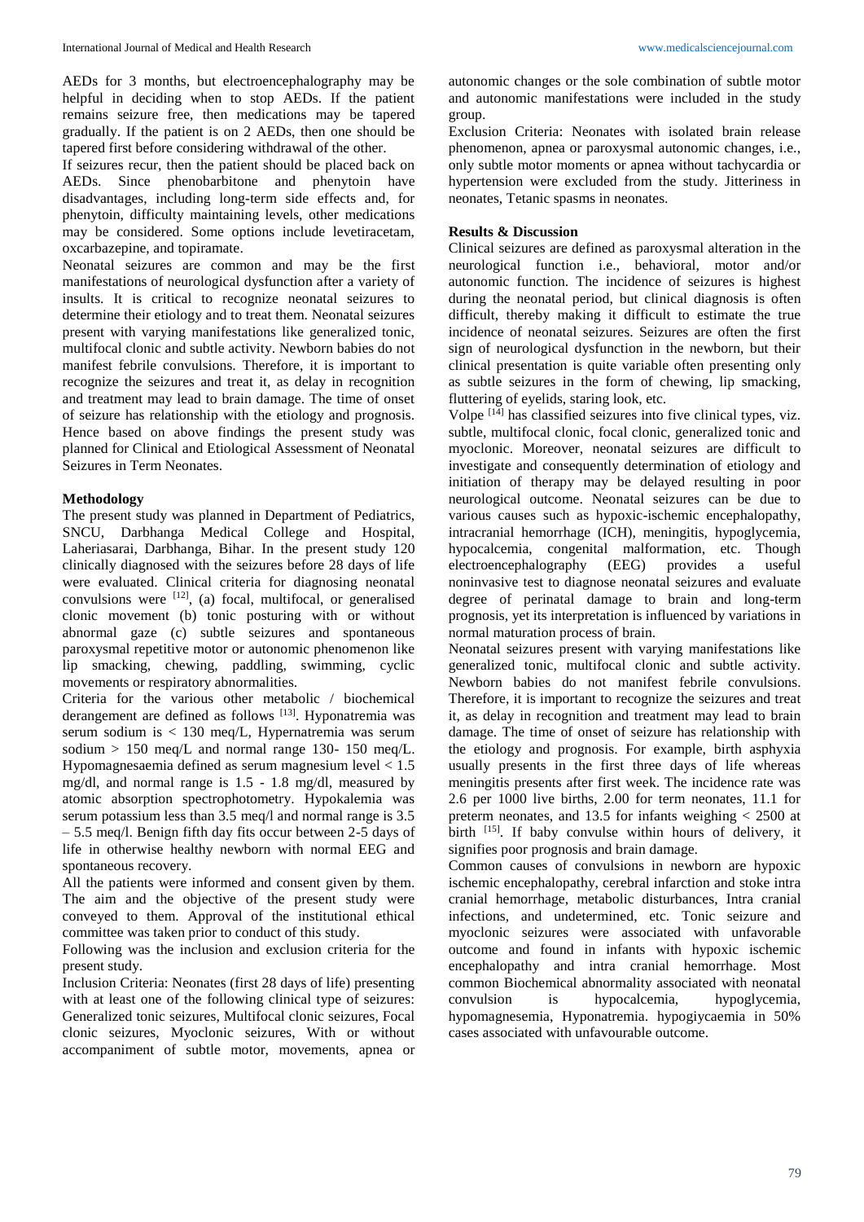AEDs for 3 months, but electroencephalography may be helpful in deciding when to stop AEDs. If the patient remains seizure free, then medications may be tapered gradually. If the patient is on 2 AEDs, then one should be tapered first before considering withdrawal of the other.

If seizures recur, then the patient should be placed back on AEDs. Since phenobarbitone and phenytoin have disadvantages, including long-term side effects and, for phenytoin, difficulty maintaining levels, other medications may be considered. Some options include levetiracetam, oxcarbazepine, and topiramate.

Neonatal seizures are common and may be the first manifestations of neurological dysfunction after a variety of insults. It is critical to recognize neonatal seizures to determine their etiology and to treat them. Neonatal seizures present with varying manifestations like generalized tonic, multifocal clonic and subtle activity. Newborn babies do not manifest febrile convulsions. Therefore, it is important to recognize the seizures and treat it, as delay in recognition and treatment may lead to brain damage. The time of onset of seizure has relationship with the etiology and prognosis. Hence based on above findings the present study was planned for Clinical and Etiological Assessment of Neonatal Seizures in Term Neonates.

**Methodology**

The present study was planned in Department of Pediatrics, SNCU, Darbhanga Medical College and Hospital, Laheriasarai, Darbhanga, Bihar. In the present study 120 clinically diagnosed with the seizures before 28 days of life were evaluated. Clinical criteria for diagnosing neonatal convulsions were [12], (a) focal, multifocal, or generalised clonic movement (b) tonic posturing with or without abnormal gaze (c) subtle seizures and spontaneous paroxysmal repetitive motor or autonomic phenomenon like lip smacking, chewing, paddling, swimming, cyclic movements or respiratory abnormalities.

Criteria for the various other metabolic / biochemical derangement are defined as follows [13]. Hyponatremia was serum sodium is < 130 meq/L, Hypernatremia was serum sodium > 150 meq/L and normal range 130- 150 meq/L. Hypomagnesaemia defined as serum magnesium level < 1.5 mg/dl, and normal range is 1.5 - 1.8 mg/dl, measured by atomic absorption spectrophotometry. Hypokalemia was serum potassium less than 3.5 meq/l and normal range is 3.5 – 5.5 meq/l. Benign fifth day fits occur between 2-5 days of life in otherwise healthy newborn with normal EEG and spontaneous recovery.

All the patients were informed and consent given by them. The aim and the objective of the present study were conveyed to them. Approval of the institutional ethical committee was taken prior to conduct of this study.

Following was the inclusion and exclusion criteria for the present study.

Inclusion Criteria: Neonates (first 28 days of life) presenting with at least one of the following clinical type of seizures: Generalized tonic seizures, Multifocal clonic seizures, Focal clonic seizures, Myoclonic seizures, With or without accompaniment of subtle motor, movements, apnea or autonomic changes or the sole combination of subtle motor and autonomic manifestations were included in the study group.

Exclusion Criteria: Neonates with isolated brain release phenomenon, apnea or paroxysmal autonomic changes, i.e., only subtle motor moments or apnea without tachycardia or hypertension were excluded from the study. Jitteriness in neonates, Tetanic spasms in neonates.

**Results & Discussion**

Clinical seizures are defined as paroxysmal alteration in the neurological function i.e., behavioral, motor and/or autonomic function. The incidence of seizures is highest during the neonatal period, but clinical diagnosis is often difficult, thereby making it difficult to estimate the true incidence of neonatal seizures. Seizures are often the first sign of neurological dysfunction in the newborn, but their clinical presentation is quite variable often presenting only as subtle seizures in the form of chewing, lip smacking, fluttering of eyelids, staring look, etc.

Volpe [14] has classified seizures into five clinical types, viz. subtle, multifocal clonic, focal clonic, generalized tonic and myoclonic. Moreover, neonatal seizures are difficult to investigate and consequently determination of etiology and initiation of therapy may be delayed resulting in poor neurological outcome. Neonatal seizures can be due to various causes such as hypoxic-ischemic encephalopathy, intracranial hemorrhage (ICH), meningitis, hypoglycemia, hypocalcemia, congenital malformation, etc. Though electroencephalography (EEG) provides a useful noninvasive test to diagnose neonatal seizures and evaluate degree of perinatal damage to brain and long-term prognosis, yet its interpretation is influenced by variations in normal maturation process of brain.

Neonatal seizures present with varying manifestations like generalized tonic, multifocal clonic and subtle activity. Newborn babies do not manifest febrile convulsions. Therefore, it is important to recognize the seizures and treat it, as delay in recognition and treatment may lead to brain damage. The time of onset of seizure has relationship with the etiology and prognosis. For example, birth asphyxia usually presents in the first three days of life whereas meningitis presents after first week. The incidence rate was 2.6 per 1000 live births, 2.00 for term neonates, 11.1 for preterm neonates, and 13.5 for infants weighing < 2500 at birth [15]. If baby convulse within hours of delivery, it signifies poor prognosis and brain damage.

Common causes of convulsions in newborn are hypoxic ischemic encephalopathy, cerebral infarction and stoke intra cranial hemorrhage, metabolic disturbances, Intra cranial infections, and undetermined, etc. Tonic seizure and myoclonic seizures were associated with unfavorable outcome and found in infants with hypoxic ischemic encephalopathy and intra cranial hemorrhage. Most common Biochemical abnormality associated with neonatal convulsion is hypocalcemia, hypoglycemia, hypomagnesemia, Hyponatremia. hypogiycaemia in 50% cases associated with unfavourable outcome.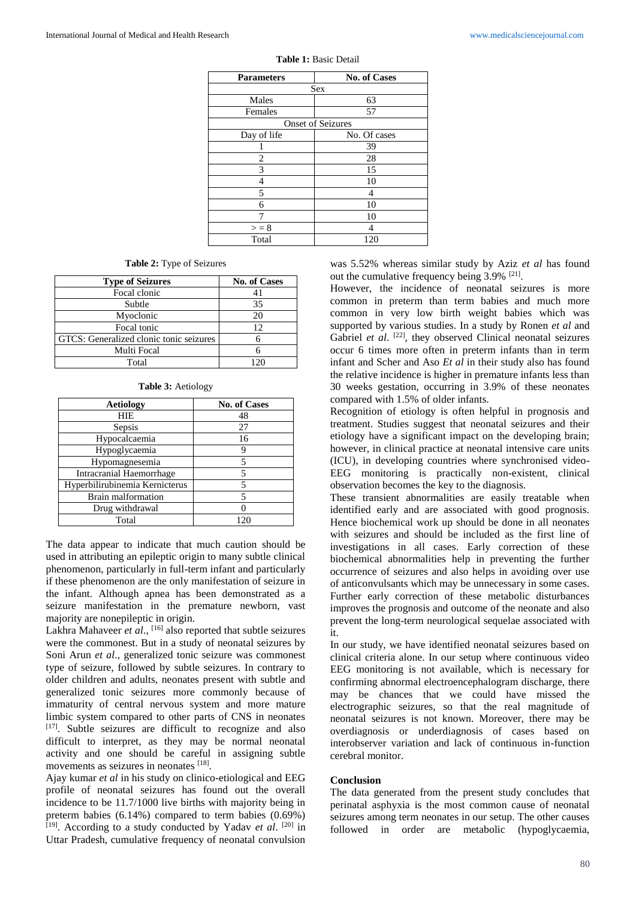**Table 1:** Basic Detail

| Parameters | No. of Cases |
|---|---|
| Sex | |
| Males | 63 |
| Females | 57 |
| Onset of Seizures | |
| Day of life | No. Of cases |
| 1 | 39 |
| 2 | 28 |
| 3 | 15 |
| 4 | 10 |
| 5 | 4 |
| 6 | 10 |
| 7 | 10 |
| > = 8 | 4 |
| Total | 120 |

**Table 2:** Type of Seizures

| Type of Seizures | No. of Cases |
|---|---|
| Focal clonic | 41 |
| Subtle | 35 |
| Myoclonic | 20 |
| Focal tonic | 12 |
| GTCS: Generalized clonic tonic seizures | 6 |
| Multi Focal | 6 |
| Total | 120 |

**Table 3:** Aetiology

| Aetiology | No. of Cases |
|---|---|
| HIE | 48 |
| Sepsis | 27 |
| Hypocalcaemia | 16 |
| Hypoglycaemia | 9 |
| Hypomagnesemia | 5 |
| Intracranial Haemorrhage | 5 |
| Hyperbilirubinemia Kernicterus | 5 |
| Brain malformation | 5 |
| Drug withdrawal | 0 |
| Total | 120 |

The data appear to indicate that much caution should be used in attributing an epileptic origin to many subtle clinical phenomenon, particularly in full-term infant and particularly if these phenomenon are the only manifestation of seizure in the infant. Although apnea has been demonstrated as a seizure manifestation in the premature newborn, vast majority are nonepileptic in origin.

Lakhra Mahaveer *et al*., [16] also reported that subtle seizures were the commonest. But in a study of neonatal seizures by Soni Arun *et al*., generalized tonic seizure was commonest type of seizure, followed by subtle seizures. In contrary to older children and adults, neonates present with subtle and generalized tonic seizures more commonly because of immaturity of central nervous system and more mature limbic system compared to other parts of CNS in neonates [17]. Subtle seizures are difficult to recognize and also difficult to interpret, as they may be normal neonatal activity and one should be careful in assigning subtle movements as seizures in neonates [18].

Ajay kumar *et al* in his study on clinico-etiological and EEG profile of neonatal seizures has found out the overall incidence to be 11.7/1000 live births with majority being in preterm babies (6.14%) compared to term babies (0.69%) [19]. According to a study conducted by Yadav *et al*. [20] in Uttar Pradesh, cumulative frequency of neonatal convulsion was 5.52% whereas similar study by Aziz *et al* has found out the cumulative frequency being 3.9% [21].

However, the incidence of neonatal seizures is more common in preterm than term babies and much more common in very low birth weight babies which was supported by various studies. In a study by Ronen *et al* and Gabriel *et al*. [22], they observed Clinical neonatal seizures occur 6 times more often in preterm infants than in term infant and Scher and Aso *Et al* in their study also has found the relative incidence is higher in premature infants less than 30 weeks gestation, occurring in 3.9% of these neonates compared with 1.5% of older infants.

Recognition of etiology is often helpful in prognosis and treatment. Studies suggest that neonatal seizures and their etiology have a significant impact on the developing brain; however, in clinical practice at neonatal intensive care units (ICU), in developing countries where synchronised video-EEG monitoring is practically non-existent, clinical observation becomes the key to the diagnosis.

These transient abnormalities are easily treatable when identified early and are associated with good prognosis. Hence biochemical work up should be done in all neonates with seizures and should be included as the first line of investigations in all cases. Early correction of these biochemical abnormalities help in preventing the further occurrence of seizures and also helps in avoiding over use of anticonvulsants which may be unnecessary in some cases. Further early correction of these metabolic disturbances improves the prognosis and outcome of the neonate and also prevent the long-term neurological sequelae associated with it.

In our study, we have identified neonatal seizures based on clinical criteria alone. In our setup where continuous video EEG monitoring is not available, which is necessary for confirming abnormal electroencephalogram discharge, there may be chances that we could have missed the electrographic seizures, so that the real magnitude of neonatal seizures is not known. Moreover, there may be overdiagnosis or underdiagnosis of cases based on interobserver variation and lack of continuous in-function cerebral monitor.

## Conclusion

The data generated from the present study concludes that perinatal asphyxia is the most common cause of neonatal seizures among term neonates in our setup. The other causes followed in order are metabolic (hypoglycaemia,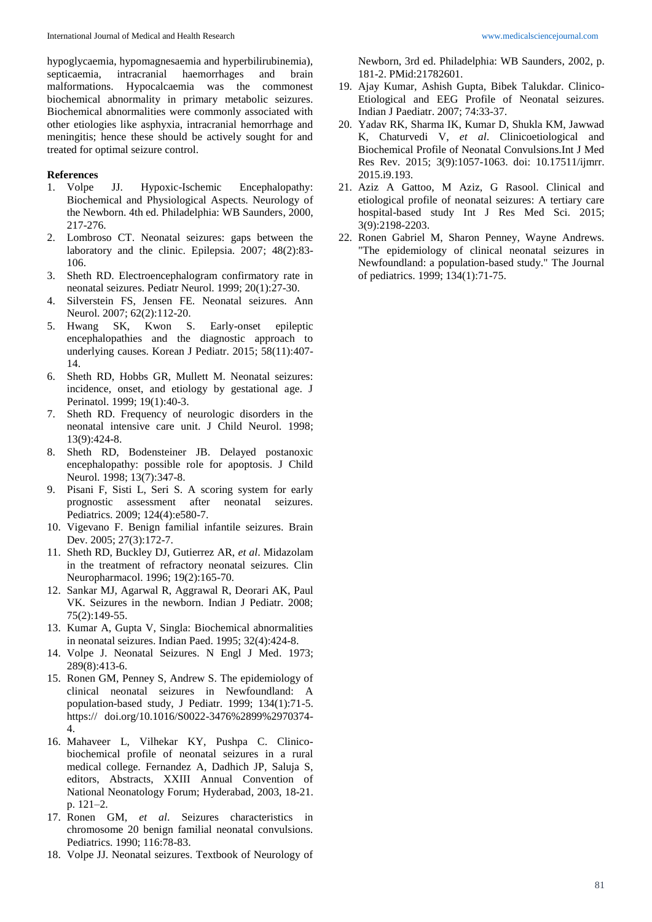hypoglycaemia, hypomagnesaemia and hyperbilirubinemia), septicaemia, intracranial haemorrhages and brain malformations. Hypocalcaemia was the commonest biochemical abnormality in primary metabolic seizures. Biochemical abnormalities were commonly associated with other etiologies like asphyxia, intracranial hemorrhage and meningitis; hence these should be actively sought for and treated for optimal seizure control.

## References

1. Volpe JJ. Hypoxic-Ischemic Encephalopathy: Biochemical and Physiological Aspects. Neurology of the Newborn. 4th ed. Philadelphia: WB Saunders, 2000, 217-276.
2. Lombroso CT. Neonatal seizures: gaps between the laboratory and the clinic. Epilepsia. 2007; 48(2):83-106.
3. Sheth RD. Electroencephalogram confirmatory rate in neonatal seizures. Pediatr Neurol. 1999; 20(1):27-30.
4. Silverstein FS, Jensen FE. Neonatal seizures. Ann Neurol. 2007; 62(2):112-20.
5. Hwang SK, Kwon S. Early-onset epileptic encephalopathies and the diagnostic approach to underlying causes. Korean J Pediatr. 2015; 58(11):407-14.
6. Sheth RD, Hobbs GR, Mullett M. Neonatal seizures: incidence, onset, and etiology by gestational age. J Perinatol. 1999; 19(1):40-3.
7. Sheth RD. Frequency of neurologic disorders in the neonatal intensive care unit. J Child Neurol. 1998; 13(9):424-8.
8. Sheth RD, Bodensteiner JB. Delayed postanoxic encephalopathy: possible role for apoptosis. J Child Neurol. 1998; 13(7):347-8.
9. Pisani F, Sisti L, Seri S. A scoring system for early prognostic assessment after neonatal seizures. Pediatrics. 2009; 124(4):e580-7.
10. Vigevano F. Benign familial infantile seizures. Brain Dev. 2005; 27(3):172-7.
11. Sheth RD, Buckley DJ, Gutierrez AR, *et al*. Midazolam in the treatment of refractory neonatal seizures. Clin Neuropharmacol. 1996; 19(2):165-70.
12. Sankar MJ, Agarwal R, Aggrawal R, Deorari AK, Paul VK. Seizures in the newborn. Indian J Pediatr. 2008; 75(2):149-55.
13. Kumar A, Gupta V, Singla: Biochemical abnormalities in neonatal seizures. Indian Paed. 1995; 32(4):424-8.
14. Volpe J. Neonatal Seizures. N Engl J Med. 1973; 289(8):413-6.
15. Ronen GM, Penney S, Andrew S. The epidemiology of clinical neonatal seizures in Newfoundland: A population-based study, J Pediatr. 1999; 134(1):71-5. https:// doi.org/10.1016/S0022-3476%2899%2970374-4.
16. Mahaveer L, Vilhekar KY, Pushpa C. Clinico-biochemical profile of neonatal seizures in a rural medical college. Fernandez A, Dadhich JP, Saluja S, editors, Abstracts, XXIII Annual Convention of National Neonatology Forum; Hyderabad, 2003, 18-21. p. 121–2.
17. Ronen GM, *et al*. Seizures characteristics in chromosome 20 benign familial neonatal convulsions. Pediatrics. 1990; 116:78-83.
18. Volpe JJ. Neonatal seizures. Textbook of Neurology of Newborn, 3rd ed. Philadelphia: WB Saunders, 2002, p. 181-2. PMid:21782601.
19. Ajay Kumar, Ashish Gupta, Bibek Talukdar. Clinico-Etiological and EEG Profile of Neonatal seizures. Indian J Paediatr. 2007; 74:33-37.
20. Yadav RK, Sharma IK, Kumar D, Shukla KM, Jawwad K, Chaturvedi V, *et al*. Clinicoetiological and Biochemical Profile of Neonatal Convulsions.Int J Med Res Rev. 2015; 3(9):1057-1063. doi: 10.17511/ijmrr. 2015.i9.193.
21. Aziz A Gattoo, M Aziz, G Rasool. Clinical and etiological profile of neonatal seizures: A tertiary care hospital-based study Int J Res Med Sci. 2015; 3(9):2198-2203.
22. Ronen Gabriel M, Sharon Penney, Wayne Andrews. "The epidemiology of clinical neonatal seizures in Newfoundland: a population-based study." The Journal of pediatrics. 1999; 134(1):71-75.